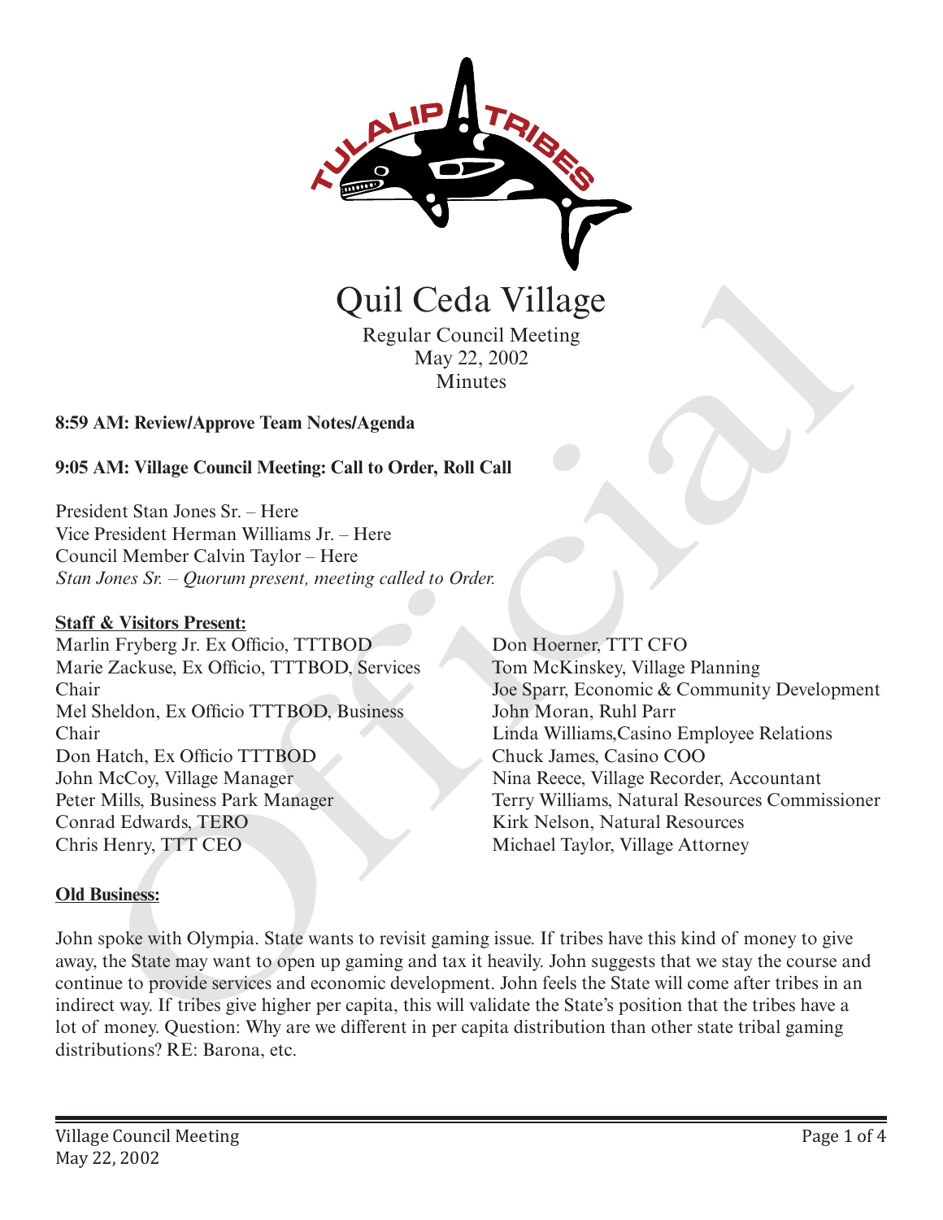# Quil Ceda Village

Regular Council Meeting
May 22, 2002
Minutes

**8:59 AM: Review/Approve Team Notes/Agenda**

**9:05 AM: Village Council Meeting: Call to Order, Roll Call**

President Stan Jones Sr. – Here
Vice President Herman Williams Jr. – Here
Council Member Calvin Taylor – Here
*Stan Jones Sr. – Quorum present, meeting called to Order.*

**Staff & Visitors Present:**

Marlin Fryberg Jr. Ex Officio, TTTBOD
Marie Zackuse, Ex Officio, TTTBOD, Services Chair
Mel Sheldon, Ex Officio TTTBOD, Business Chair
Don Hatch, Ex Officio TTTBOD
John McCoy, Village Manager
Peter Mills, Business Park Manager
Conrad Edwards, TERO
Chris Henry, TTT CEO
Don Hoerner, TTT CFO
Tom McKinskey, Village Planning
Joe Sparr, Economic & Community Development
John Moran, Ruhl Parr
Linda Williams,Casino Employee Relations
Chuck James, Casino COO
Nina Reece, Village Recorder, Accountant
Terry Williams, Natural Resources Commissioner
Kirk Nelson, Natural Resources
Michael Taylor, Village Attorney

**Old Business:**

John spoke with Olympia. State wants to revisit gaming issue. If tribes have this kind of money to give away, the State may want to open up gaming and tax it heavily. John suggests that we stay the course and continue to provide services and economic development. John feels the State will come after tribes in an indirect way. If tribes give higher per capita, this will validate the State's position that the tribes have a lot of money. Question: Why are we different in per capita distribution than other state tribal gaming distributions? RE: Barona, etc.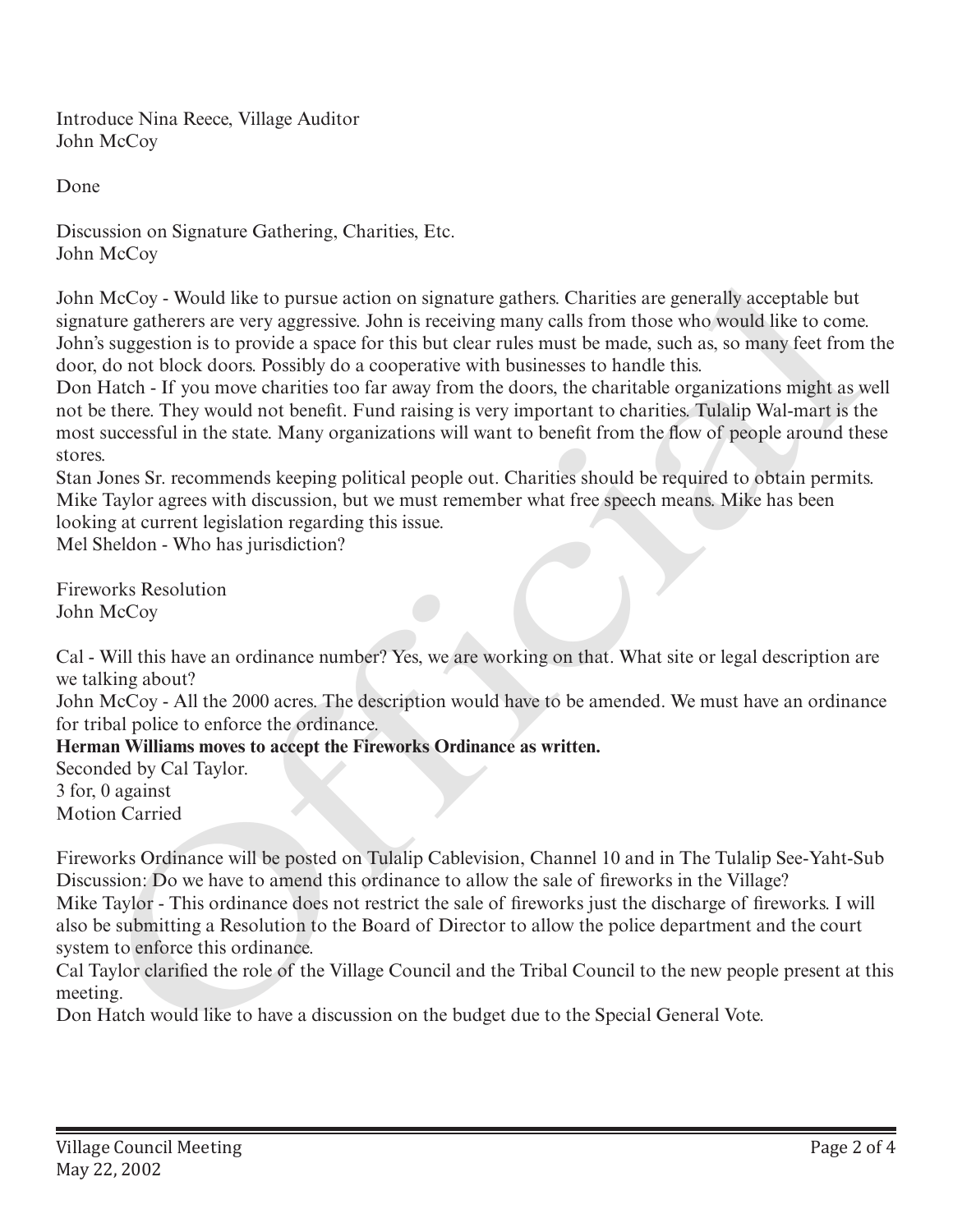Introduce Nina Reece, Village Auditor
John McCoy

Done

Discussion on Signature Gathering, Charities, Etc.
John McCoy

John McCoy - Would like to pursue action on signature gathers. Charities are generally acceptable but signature gatherers are very aggressive. John is receiving many calls from those who would like to come. John's suggestion is to provide a space for this but clear rules must be made, such as, so many feet from the door, do not block doors. Possibly do a cooperative with businesses to handle this.
Don Hatch - If you move charities too far away from the doors, the charitable organizations might as well not be there. They would not benefit. Fund raising is very important to charities. Tulalip Wal-mart is the most successful in the state. Many organizations will want to benefit from the flow of people around these stores.
Stan Jones Sr. recommends keeping political people out. Charities should be required to obtain permits.
Mike Taylor agrees with discussion, but we must remember what free speech means. Mike has been looking at current legislation regarding this issue.
Mel Sheldon - Who has jurisdiction?

Fireworks Resolution
John McCoy

Cal - Will this have an ordinance number? Yes, we are working on that. What site or legal description are we talking about?
John McCoy - All the 2000 acres. The description would have to be amended. We must have an ordinance for tribal police to enforce the ordinance.
**Herman Williams moves to accept the Fireworks Ordinance as written.**
Seconded by Cal Taylor.
3 for, 0 against
Motion Carried

Fireworks Ordinance will be posted on Tulalip Cablevision, Channel 10 and in The Tulalip See-Yaht-Sub
Discussion: Do we have to amend this ordinance to allow the sale of fireworks in the Village?
Mike Taylor - This ordinance does not restrict the sale of fireworks just the discharge of fireworks. I will also be submitting a Resolution to the Board of Director to allow the police department and the court system to enforce this ordinance.
Cal Taylor clarified the role of the Village Council and the Tribal Council to the new people present at this meeting.
Don Hatch would like to have a discussion on the budget due to the Special General Vote.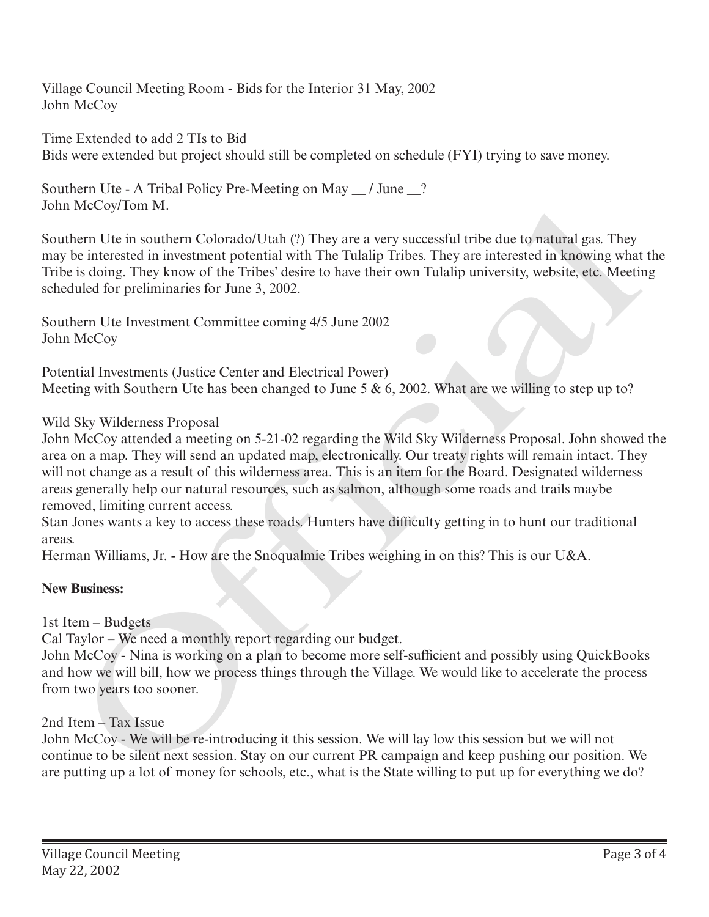Village Council Meeting Room - Bids for the Interior 31 May, 2002
John McCoy

Time Extended to add 2 TIs to Bid
Bids were extended but project should still be completed on schedule (FYI) trying to save money.

Southern Ute - A Tribal Policy Pre-Meeting on May __ / June __?
John McCoy/Tom M.

Southern Ute in southern Colorado/Utah (?) They are a very successful tribe due to natural gas. They may be interested in investment potential with The Tulalip Tribes. They are interested in knowing what the Tribe is doing. They know of the Tribes' desire to have their own Tulalip university, website, etc. Meeting scheduled for preliminaries for June 3, 2002.

Southern Ute Investment Committee coming 4/5 June 2002
John McCoy

Potential Investments (Justice Center and Electrical Power)
Meeting with Southern Ute has been changed to June 5 & 6, 2002. What are we willing to step up to?

Wild Sky Wilderness Proposal
John McCoy attended a meeting on 5-21-02 regarding the Wild Sky Wilderness Proposal. John showed the area on a map. They will send an updated map, electronically. Our treaty rights will remain intact. They will not change as a result of this wilderness area. This is an item for the Board. Designated wilderness areas generally help our natural resources, such as salmon, although some roads and trails maybe removed, limiting current access.
Stan Jones wants a key to access these roads. Hunters have difficulty getting in to hunt our traditional areas.
Herman Williams, Jr. - How are the Snoqualmie Tribes weighing in on this? This is our U&A.

**New Business:**

1st Item – Budgets
Cal Taylor – We need a monthly report regarding our budget.
John McCoy - Nina is working on a plan to become more self-sufficient and possibly using QuickBooks and how we will bill, how we process things through the Village. We would like to accelerate the process from two years too sooner.

2nd Item – Tax Issue
John McCoy - We will be re-introducing it this session. We will lay low this session but we will not continue to be silent next session. Stay on our current PR campaign and keep pushing our position. We are putting up a lot of money for schools, etc., what is the State willing to put up for everything we do?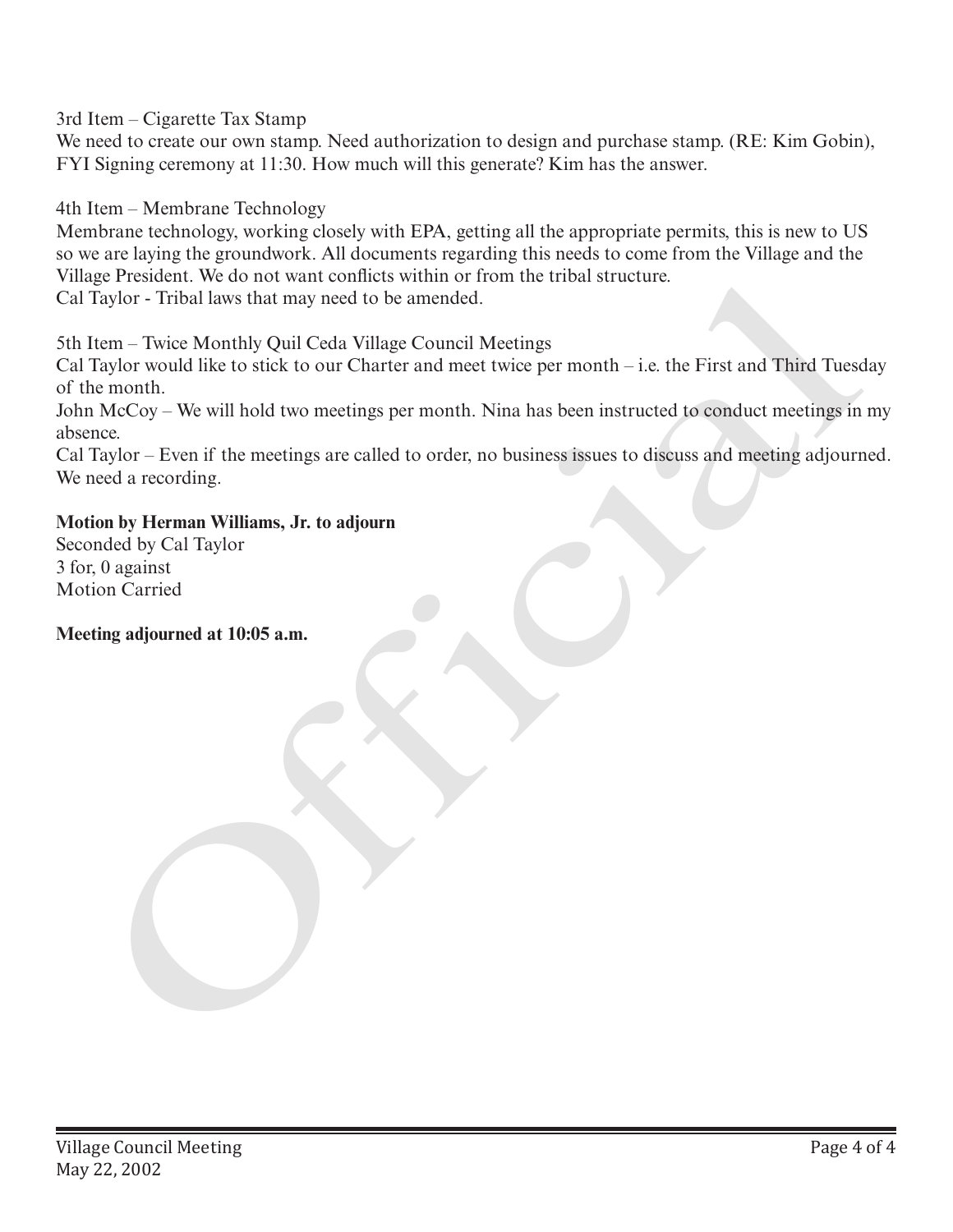3rd Item – Cigarette Tax Stamp

We need to create our own stamp. Need authorization to design and purchase stamp. (RE: Kim Gobin), FYI Signing ceremony at 11:30. How much will this generate? Kim has the answer.

4th Item – Membrane Technology

Membrane technology, working closely with EPA, getting all the appropriate permits, this is new to US so we are laying the groundwork. All documents regarding this needs to come from the Village and the Village President. We do not want conflicts within or from the tribal structure.
Cal Taylor - Tribal laws that may need to be amended.

5th Item – Twice Monthly Quil Ceda Village Council Meetings

Cal Taylor would like to stick to our Charter and meet twice per month – i.e. the First and Third Tuesday of the month.
John McCoy – We will hold two meetings per month. Nina has been instructed to conduct meetings in my absence.
Cal Taylor – Even if the meetings are called to order, no business issues to discuss and meeting adjourned. We need a recording.

**Motion by Herman Williams, Jr. to adjourn**
Seconded by Cal Taylor
3 for, 0 against
Motion Carried

**Meeting adjourned at 10:05 a.m.**